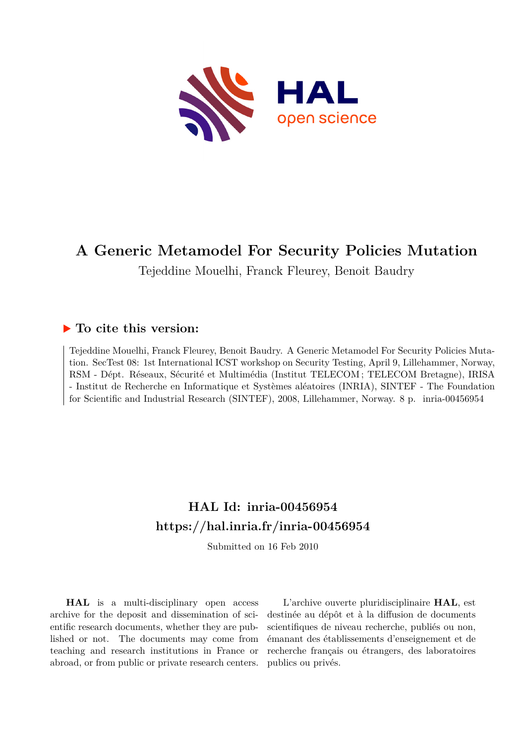# A Generic Metamodel For Security Policies Mutation

Tejeddine Mouelhi, Franck Fleurey, Benoit Baudry

## ▶ To cite this version:

Tejeddine Mouelhi, Franck Fleurey, Benoit Baudry. A Generic Metamodel For Security Policies Mutation. SecTest 08: 1st International ICST workshop on Security Testing, April 9, Lillehammer, Norway, RSM - Dépt. Réseaux, Sécurité et Multimédia (Institut TELECOM ; TELECOM Bretagne), IRISA - Institut de Recherche en Informatique et Systèmes aléatoires (INRIA), SINTEF - The Foundation for Scientific and Industrial Research (SINTEF), 2008, Lillehammer, Norway. 8 p. inria-00456954

**HAL Id: inria-00456954**
**https://hal.inria.fr/inria-00456954**

Submitted on 16 Feb 2010

**HAL** is a multi-disciplinary open access archive for the deposit and dissemination of scientific research documents, whether they are published or not. The documents may come from teaching and research institutions in France or abroad, or from public or private research centers.

L'archive ouverte pluridisciplinaire **HAL**, est destinée au dépôt et à la diffusion de documents scientifiques de niveau recherche, publiés ou non, émanant des établissements d'enseignement et de recherche français ou étrangers, des laboratoires publics ou privés.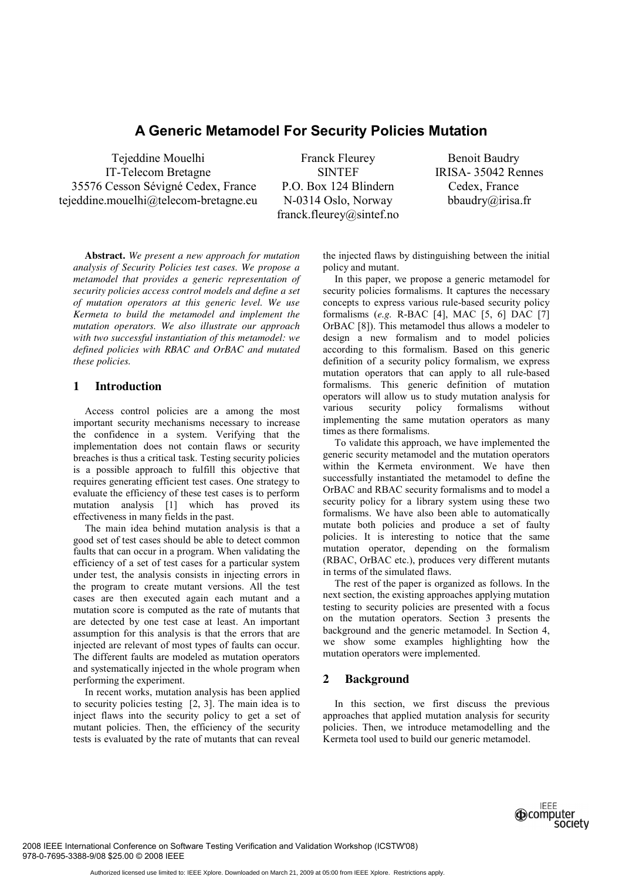# A Generic Metamodel For Security Policies Mutation

Tejeddine Mouelhi
IT-Telecom Bretagne
35576 Cesson Sévigné Cedex, France
tejeddine.mouelhi@telecom-bretagne.eu

Franck Fleurey
SINTEF
P.O. Box 124 Blindern
N-0314 Oslo, Norway
franck.fleurey@sintef.no

Benoit Baudry
IRISA- 35042 Rennes
Cedex, France
bbaudry@irisa.fr

**Abstract.** *We present a new approach for mutation analysis of Security Policies test cases. We propose a metamodel that provides a generic representation of security policies access control models and define a set of mutation operators at this generic level. We use Kermeta to build the metamodel and implement the mutation operators. We also illustrate our approach with two successful instantiation of this metamodel: we defined policies with RBAC and OrBAC and mutated these policies.*

## 1 Introduction

Access control policies are a among the most important security mechanisms necessary to increase the confidence in a system. Verifying that the implementation does not contain flaws or security breaches is thus a critical task. Testing security policies is a possible approach to fulfill this objective that requires generating efficient test cases. One strategy to evaluate the efficiency of these test cases is to perform mutation analysis [1] which has proved its effectiveness in many fields in the past.

The main idea behind mutation analysis is that a good set of test cases should be able to detect common faults that can occur in a program. When validating the efficiency of a set of test cases for a particular system under test, the analysis consists in injecting errors in the program to create mutant versions. All the test cases are then executed again each mutant and a mutation score is computed as the rate of mutants that are detected by one test case at least. An important assumption for this analysis is that the errors that are injected are relevant of most types of faults can occur. The different faults are modeled as mutation operators and systematically injected in the whole program when performing the experiment.

In recent works, mutation analysis has been applied to security policies testing [2, 3]. The main idea is to inject flaws into the security policy to get a set of mutant policies. Then, the efficiency of the security tests is evaluated by the rate of mutants that can reveal the injected flaws by distinguishing between the initial policy and mutant.

In this paper, we propose a generic metamodel for security policies formalisms. It captures the necessary concepts to express various rule-based security policy formalisms (*e.g.* R-BAC [4], MAC [5, 6] DAC [7] OrBAC [8]). This metamodel thus allows a modeler to design a new formalism and to model policies according to this formalism. Based on this generic definition of a security policy formalism, we express mutation operators that can apply to all rule-based formalisms. This generic definition of mutation operators will allow us to study mutation analysis for various security policy formalisms without implementing the same mutation operators as many times as there formalisms.

To validate this approach, we have implemented the generic security metamodel and the mutation operators within the Kermeta environment. We have then successfully instantiated the metamodel to define the OrBAC and RBAC security formalisms and to model a security policy for a library system using these two formalisms. We have also been able to automatically mutate both policies and produce a set of faulty policies. It is interesting to notice that the same mutation operator, depending on the formalism (RBAC, OrBAC etc.), produces very different mutants in terms of the simulated flaws.

The rest of the paper is organized as follows. In the next section, the existing approaches applying mutation testing to security policies are presented with a focus on the mutation operators. Section 3 presents the background and the generic metamodel. In Section 4, we show some examples highlighting how the mutation operators were implemented.

## 2 Background

In this section, we first discuss the previous approaches that applied mutation analysis for security policies. Then, we introduce metamodelling and the Kermeta tool used to build our generic metamodel.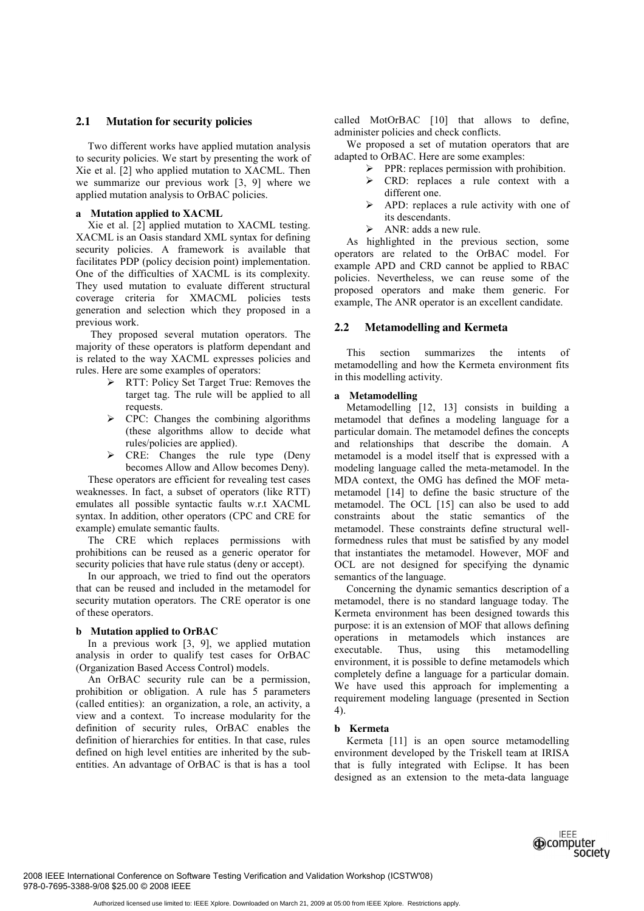## 2.1 Mutation for security policies

Two different works have applied mutation analysis to security policies. We start by presenting the work of Xie et al. [2] who applied mutation to XACML. Then we summarize our previous work [3, 9] where we applied mutation analysis to OrBAC policies.

### a Mutation applied to XACML

Xie et al. [2] applied mutation to XACML testing. XACML is an Oasis standard XML syntax for defining security policies. A framework is available that facilitates PDP (policy decision point) implementation. One of the difficulties of XACML is its complexity. They used mutation to evaluate different structural coverage criteria for XMACML policies tests generation and selection which they proposed in a previous work.

They proposed several mutation operators. The majority of these operators is platform dependant and is related to the way XACML expresses policies and rules. Here are some examples of operators:

- RTT: Policy Set Target True: Removes the target tag. The rule will be applied to all requests.
- CPC: Changes the combining algorithms (these algorithms allow to decide what rules/policies are applied).
- CRE: Changes the rule type (Deny becomes Allow and Allow becomes Deny).

These operators are efficient for revealing test cases weaknesses. In fact, a subset of operators (like RTT) emulates all possible syntactic faults w.r.t XACML syntax. In addition, other operators (CPC and CRE for example) emulate semantic faults.

The CRE which replaces permissions with prohibitions can be reused as a generic operator for security policies that have rule status (deny or accept).

In our approach, we tried to find out the operators that can be reused and included in the metamodel for security mutation operators. The CRE operator is one of these operators.

### b Mutation applied to OrBAC

In a previous work [3, 9], we applied mutation analysis in order to qualify test cases for OrBAC (Organization Based Access Control) models.

An OrBAC security rule can be a permission, prohibition or obligation. A rule has 5 parameters (called entities): an organization, a role, an activity, a view and a context. To increase modularity for the definition of security rules, OrBAC enables the definition of hierarchies for entities. In that case, rules defined on high level entities are inherited by the sub-entities. An advantage of OrBAC is that is has a tool called MotOrBAC [10] that allows to define, administer policies and check conflicts.

We proposed a set of mutation operators that are adapted to OrBAC. Here are some examples:

- PPR: replaces permission with prohibition.
- CRD: replaces a rule context with a different one.
- APD: replaces a rule activity with one of its descendants.
- ANR: adds a new rule.

As highlighted in the previous section, some operators are related to the OrBAC model. For example APD and CRD cannot be applied to RBAC policies. Nevertheless, we can reuse some of the proposed operators and make them generic. For example, The ANR operator is an excellent candidate.

## 2.2 Metamodelling and Kermeta

This section summarizes the intents of metamodelling and how the Kermeta environment fits in this modelling activity.

### a Metamodelling

Metamodelling [12, 13] consists in building a metamodel that defines a modeling language for a particular domain. The metamodel defines the concepts and relationships that describe the domain. A metamodel is a model itself that is expressed with a modeling language called the meta-metamodel. In the MDA context, the OMG has defined the MOF meta-metamodel [14] to define the basic structure of the metamodel. The OCL [15] can also be used to add constraints about the static semantics of the metamodel. These constraints define structural well-formedness rules that must be satisfied by any model that instantiates the metamodel. However, MOF and OCL are not designed for specifying the dynamic semantics of the language.

Concerning the dynamic semantics description of a metamodel, there is no standard language today. The Kermeta environment has been designed towards this purpose: it is an extension of MOF that allows defining operations in metamodels which instances are executable. Thus, using this metamodelling environment, it is possible to define metamodels which completely define a language for a particular domain. We have used this approach for implementing a requirement modeling language (presented in Section 4).

### b Kermeta

Kermeta [11] is an open source metamodelling environment developed by the Triskell team at IRISA that is fully integrated with Eclipse. It has been designed as an extension to the meta-data language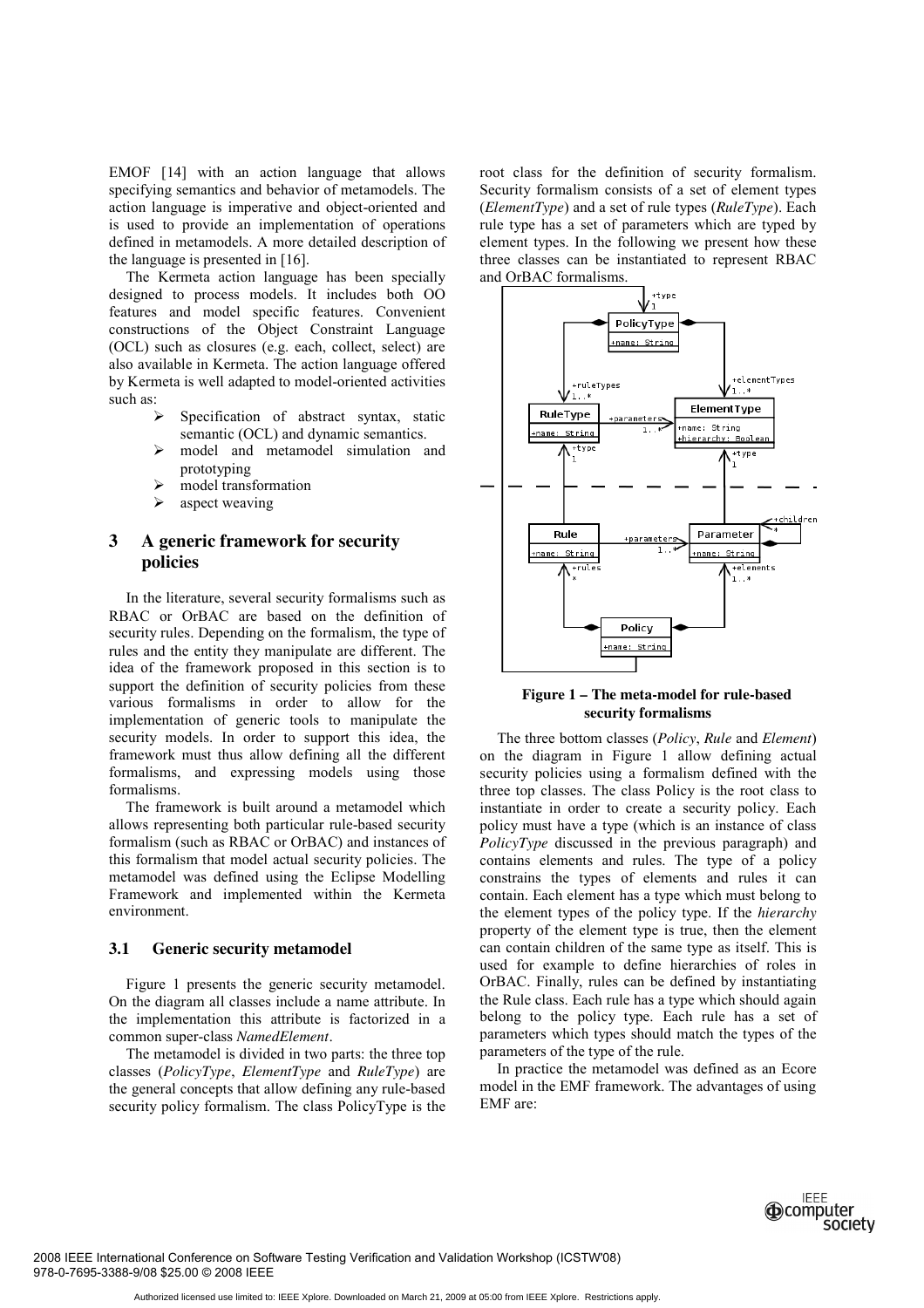EMOF [14] with an action language that allows specifying semantics and behavior of metamodels. The action language is imperative and object-oriented and is used to provide an implementation of operations defined in metamodels. A more detailed description of the language is presented in [16].

The Kermeta action language has been specially designed to process models. It includes both OO features and model specific features. Convenient constructions of the Object Constraint Language (OCL) such as closures (e.g. each, collect, select) are also available in Kermeta. The action language offered by Kermeta is well adapted to model-oriented activities such as:

- Specification of abstract syntax, static semantic (OCL) and dynamic semantics.
- model and metamodel simulation and prototyping
- model transformation
- aspect weaving

## 3 A generic framework for security policies

In the literature, several security formalisms such as RBAC or OrBAC are based on the definition of security rules. Depending on the formalism, the type of rules and the entity they manipulate are different. The idea of the framework proposed in this section is to support the definition of security policies from these various formalisms in order to allow for the implementation of generic tools to manipulate the security models. In order to support this idea, the framework must thus allow defining all the different formalisms, and expressing models using those formalisms.

The framework is built around a metamodel which allows representing both particular rule-based security formalism (such as RBAC or OrBAC) and instances of this formalism that model actual security policies. The metamodel was defined using the Eclipse Modelling Framework and implemented within the Kermeta environment.

### 3.1 Generic security metamodel

Figure 1 presents the generic security metamodel. On the diagram all classes include a name attribute. In the implementation this attribute is factorized in a common super-class *NamedElement*.

The metamodel is divided in two parts: the three top classes (*PolicyType*, *ElementType* and *RuleType*) are the general concepts that allow defining any rule-based security policy formalism. The class PolicyType is the root class for the definition of security formalism. Security formalism consists of a set of element types (*ElementType*) and a set of rule types (*RuleType*). Each rule type has a set of parameters which are typed by element types. In the following we present how these three classes can be instantiated to represent RBAC and OrBAC formalisms.

**Figure 1 – The meta-model for rule-based security formalisms**

The three bottom classes (*Policy*, *Rule* and *Element*) on the diagram in Figure 1 allow defining actual security policies using a formalism defined with the three top classes. The class Policy is the root class to instantiate in order to create a security policy. Each policy must have a type (which is an instance of class *PolicyType* discussed in the previous paragraph) and contains elements and rules. The type of a policy constrains the types of elements and rules it can contain. Each element has a type which must belong to the element types of the policy type. If the *hierarchy* property of the element type is true, then the element can contain children of the same type as itself. This is used for example to define hierarchies of roles in OrBAC. Finally, rules can be defined by instantiating the Rule class. Each rule has a type which should again belong to the policy type. Each rule has a set of parameters which types should match the types of the parameters of the type of the rule.

In practice the metamodel was defined as an Ecore model in the EMF framework. The advantages of using EMF are: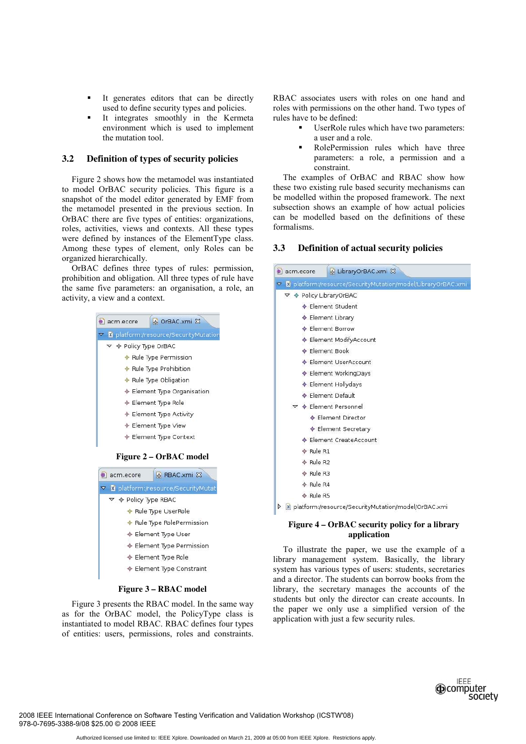- It generates editors that can be directly used to define security types and policies.
- It integrates smoothly in the Kermeta environment which is used to implement the mutation tool.

### 3.2 Definition of types of security policies

Figure 2 shows how the metamodel was instantiated to model OrBAC security policies. This figure is a snapshot of the model editor generated by EMF from the metamodel presented in the previous section. In OrBAC there are five types of entities: organizations, roles, activities, views and contexts. All these types were defined by instances of the ElementType class. Among these types of element, only Roles can be organized hierarchically.

OrBAC defines three types of rules: permission, prohibition and obligation. All three types of rule have the same five parameters: an organisation, a role, an activity, a view and a context.

acm.ecore | OrBAC.xmi

platform:/resource/SecurityMutation

- Policy Type OrBAC
  - Rule Type Permission
  - Rule Type Prohibition
  - Rule Type Obligation
  - Element Type Organisation
  - Element Type Role
  - Element Type Activity
  - Element Type View
  - Element Type Context

**Figure 2 – OrBAC model**

acm.ecore | RBAC.xmi

platform:/resource/SecurityMutat

- Policy Type RBAC
  - Rule Type UserRole
  - Rule Type RolePermission
  - Element Type User
  - Element Type Permission
  - Element Type Role
  - Element Type Constraint

**Figure 3 – RBAC model**

Figure 3 presents the RBAC model. In the same way as for the OrBAC model, the PolicyType class is instantiated to model RBAC. RBAC defines four types of entities: users, permissions, roles and constraints. RBAC associates users with roles on one hand and roles with permissions on the other hand. Two types of rules have to be defined:

- UserRole rules which have two parameters: a user and a role.
- RolePermission rules which have three parameters: a role, a permission and a constraint.

The examples of OrBAC and RBAC show how these two existing rule based security mechanisms can be modelled within the proposed framework. The next subsection shows an example of how actual policies can be modelled based on the definitions of these formalisms.

### 3.3 Definition of actual security policies

acm.ecore | LibraryOrBAC.xmi

platform:/resource/SecurityMutation/model/LibraryOrBAC.xmi

- Policy LibraryOrBAC
  - Element Student
  - Element Library
  - Element Borrow
  - Element ModifyAccount
  - Element Book
  - Element UserAccount
  - Element WorkingDays
  - Element Hollydays
  - Element Default
  - Element Personnel
    - Element Director
    - Element Secretary
  - Element CreateAccount
  - Rule R1
  - Rule R2
  - Rule R3
  - Rule R4
  - Rule R5

platform:/resource/SecurityMutation/model/OrBAC.xmi

**Figure 4 – OrBAC security policy for a library application**

To illustrate the paper, we use the example of a library management system. Basically, the library system has various types of users: students, secretaries and a director. The students can borrow books from the library, the secretary manages the accounts of the students but only the director can create accounts. In the paper we only use a simplified version of the application with just a few security rules.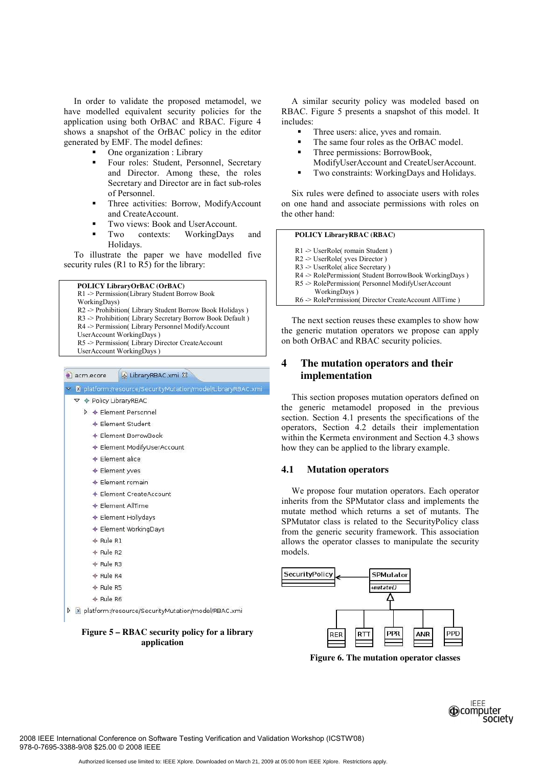In order to validate the proposed metamodel, we have modelled equivalent security policies for the application using both OrBAC and RBAC. Figure 4 shows a snapshot of the OrBAC policy in the editor generated by EMF. The model defines:

- One organization : Library
- Four roles: Student, Personnel, Secretary and Director. Among these, the roles Secretary and Director are in fact sub-roles of Personnel.
- Three activities: Borrow, ModifyAccount and CreateAccount.
- Two views: Book and UserAccount.
- Two contexts: WorkingDays and Holidays.

To illustrate the paper we have modelled five security rules (R1 to R5) for the library:

```
POLICY LibraryOrBAC (OrBAC)
R1 -> Permission(Library Student Borrow Book
WorkingDays)
R2 -> Prohibition( Library Student Borrow Book Holidays )
R3 -> Prohibition( Library Secretary Borrow Book Default )
R4 -> Permission( Library Personnel ModifyAccount
UserAccount WorkingDays )
R5 -> Permission( Library Director CreateAccount
UserAccount WorkingDays )
```

```
acm.ecore    LibraryRBAC.xmi
platform:/resource/SecurityMutation/model/LibraryRBAC.xmi
  Policy LibraryRBAC
    Element Personnel
    Element Student
    Element BorrowBook
    Element ModifyUserAccount
    Element alice
    Element yves
    Element romain
    Element CreateAccount
    Element AllTime
    Element Hollydays
    Element WorkingDays
    Rule R1
    Rule R2
    Rule R3
    Rule R4
    Rule R5
    Rule R6
platform:/resource/SecurityMutation/model/RBAC.xmi
```

**Figure 5 – RBAC security policy for a library application**

A similar security policy was modeled based on RBAC. Figure 5 presents a snapshot of this model. It includes:

- Three users: alice, yves and romain.
- The same four roles as the OrBAC model.
- Three permissions: BorrowBook, ModifyUserAccount and CreateUserAccount.
- Two constraints: WorkingDays and Holidays.

Six rules were defined to associate users with roles on one hand and associate permissions with roles on the other hand:

```
POLICY LibraryRBAC (RBAC)

R1 -> UserRole( romain Student )
R2 -> UserRole( yves Director )
R3 -> UserRole( alice Secretary )
R4 -> RolePermission( Student BorrowBook WorkingDays )
R5 -> RolePermission( Personnel ModifyUserAccount
      WorkingDays )
R6 -> RolePermission( Director CreateAccount AllTime )
```

The next section reuses these examples to show how the generic mutation operators we propose can apply on both OrBAC and RBAC security policies.

## 4 The mutation operators and their implementation

This section proposes mutation operators defined on the generic metamodel proposed in the previous section. Section 4.1 presents the specifications of the operators, Section 4.2 details their implementation within the Kermeta environment and Section 4.3 shows how they can be applied to the library example.

### 4.1 Mutation operators

We propose four mutation operators. Each operator inherits from the SPMutator class and implements the mutate method which returns a set of mutants. The SPMutator class is related to the SecurityPolicy class from the generic security framework. This association allows the operator classes to manipulate the security models.

```
SecurityPolicy <---- SPMutator
                     +mutate()
                        △
       ┌──────┬──────┬──┴───┬──────┐
      RER    RTT    PPR    ANR    PPD
```

**Figure 6. The mutation operator classes**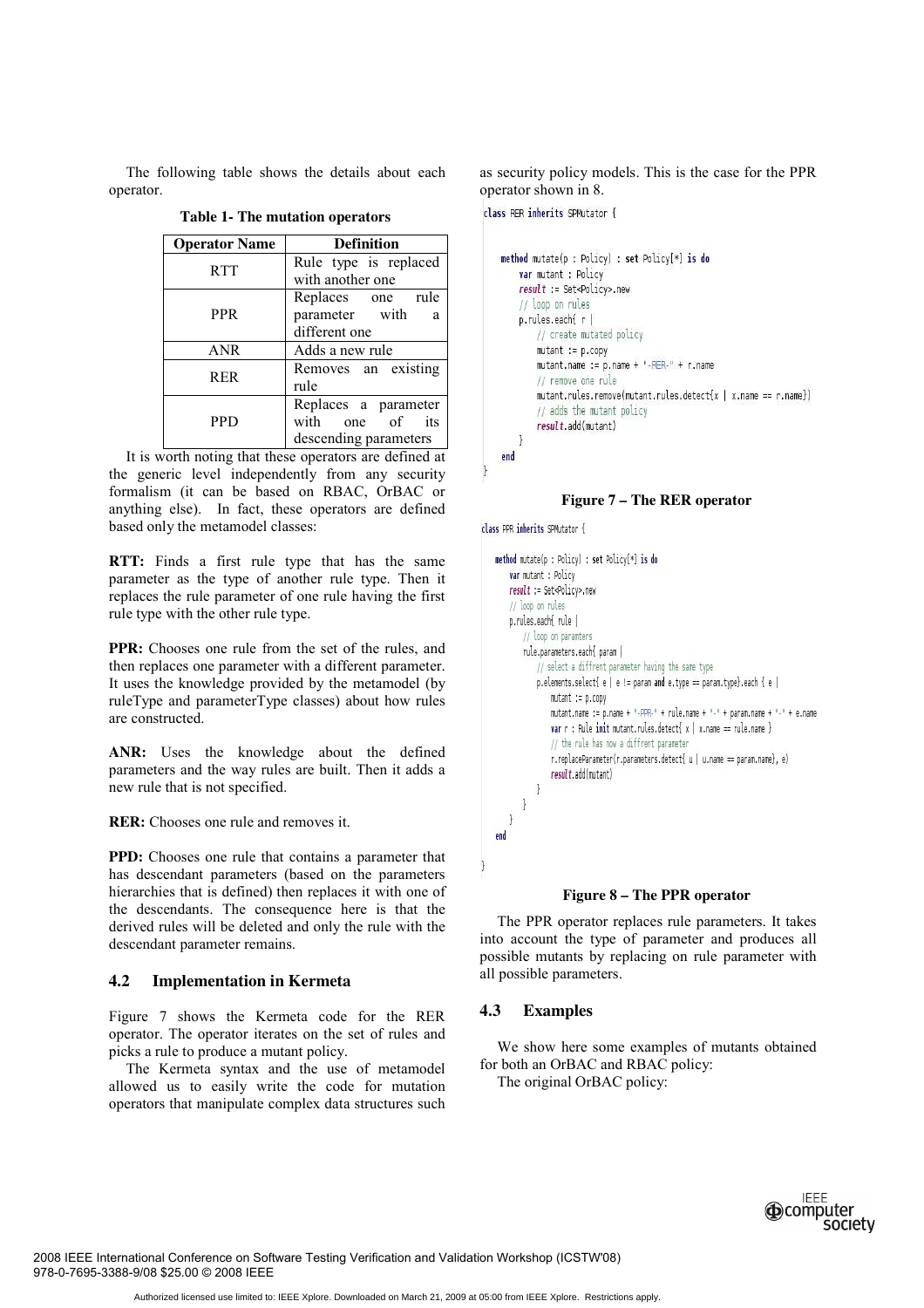The following table shows the details about each operator.

**Table 1- The mutation operators**

| Operator Name | Definition |
| --- | --- |
| RTT | Rule type is replaced with another one |
| PPR | Replaces one rule parameter with a different one |
| ANR | Adds a new rule |
| RER | Removes an existing rule |
| PPD | Replaces a parameter with one of its descending parameters |

It is worth noting that these operators are defined at the generic level independently from any security formalism (it can be based on RBAC, OrBAC or anything else). In fact, these operators are defined based only the metamodel classes:

**RTT:** Finds a first rule type that has the same parameter as the type of another rule type. Then it replaces the rule parameter of one rule having the first rule type with the other rule type.

**PPR:** Chooses one rule from the set of the rules, and then replaces one parameter with a different parameter. It uses the knowledge provided by the metamodel (by ruleType and parameterType classes) about how rules are constructed.

**ANR:** Uses the knowledge about the defined parameters and the way rules are built. Then it adds a new rule that is not specified.

**RER:** Chooses one rule and removes it.

**PPD:** Chooses one rule that contains a parameter that has descendant parameters (based on the parameters hierarchies that is defined) then replaces it with one of the descendants. The consequence here is that the derived rules will be deleted and only the rule with the descendant parameter remains.

### 4.2 Implementation in Kermeta

Figure 7 shows the Kermeta code for the RER operator. The operator iterates on the set of rules and picks a rule to produce a mutant policy.

The Kermeta syntax and the use of metamodel allowed us to easily write the code for mutation operators that manipulate complex data structures such as security policy models. This is the case for the PPR operator shown in 8.

```
class RER inherits SPMutator {

    method mutate(p : Policy) : set Policy[*] is do
        var mutant : Policy
        result := Set<Policy>.new
        // loop on rules
        p.rules.each{ r |
            // create mutated policy
            mutant := p.copy
            mutant.name := p.name + "-RER-" + r.name
            // remove one rule
            mutant.rules.remove(mutant.rules.detect{x | x.name == r.name})
            // adds the mutant policy
            result.add(mutant)
        }
    end
}
```

**Figure 7 – The RER operator**

```
class PPR inherits SPMutator {

    method mutate(p : Policy) : set Policy[*] is do
        var mutant : Policy
        result := Set<Policy>.new
        // loop on rules
        p.rules.each{ rule |
            // loop on paramters
            rule.parameters.each{ param |
                // select a diffrent parameter having the same type
                p.elements.select{ e | e != param and e.type == param.type}.each { e |
                    mutant := p.copy
                    mutant.name := p.name + "-PPR-" + rule.name + "-" + param.name + "-" + e.name
                    var r : Rule init mutant.rules.detect{ x | x.name == rule.name }
                    // the rule has now a diffrent parameter
                    r.replaceParameter(r.parameters.detect{ u | u.name == param.name}, e)
                    result.add(mutant)
                }
            }
        }
    end

}
```

**Figure 8 – The PPR operator**

The PPR operator replaces rule parameters. It takes into account the type of parameter and produces all possible mutants by replacing on rule parameter with all possible parameters.

### 4.3 Examples

We show here some examples of mutants obtained for both an OrBAC and RBAC policy:

The original OrBAC policy: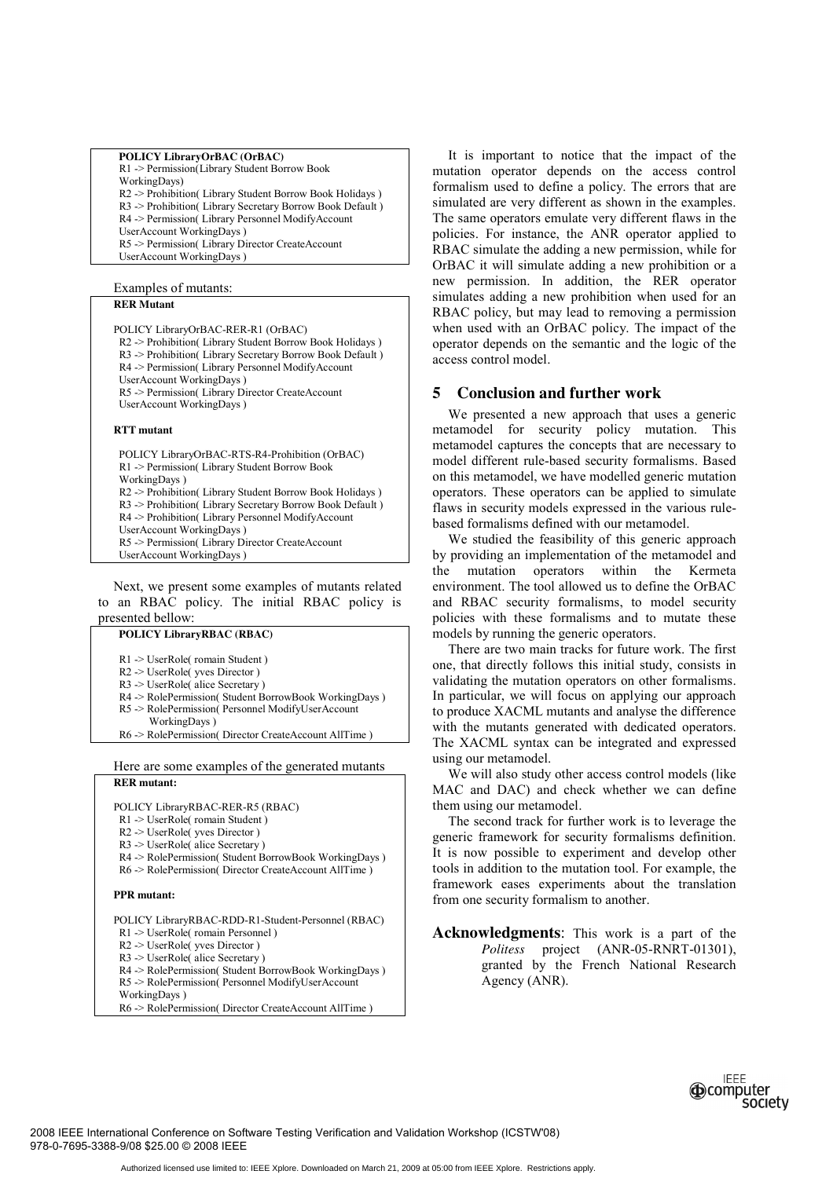```
POLICY LibraryOrBAC (OrBAC)
R1 -> Permission(Library Student Borrow Book
WorkingDays)
R2 -> Prohibition( Library Student Borrow Book Holidays )
R3 -> Prohibition( Library Secretary Borrow Book Default )
R4 -> Permission( Library Personnel ModifyAccount
UserAccount WorkingDays )
R5 -> Permission( Library Director CreateAccount
UserAccount WorkingDays )
```

Examples of mutants:

```
RER Mutant

POLICY LibraryOrBAC-RER-R1 (OrBAC)
R2 -> Prohibition( Library Student Borrow Book Holidays )
R3 -> Prohibition( Library Secretary Borrow Book Default )
R4 -> Permission( Library Personnel ModifyAccount
UserAccount WorkingDays )
R5 -> Permission( Library Director CreateAccount
UserAccount WorkingDays )

RTT mutant

POLICY LibraryOrBAC-RTS-R4-Prohibition (OrBAC)
R1 -> Permission( Library Student Borrow Book
WorkingDays )
R2 -> Prohibition( Library Student Borrow Book Holidays )
R3 -> Prohibition( Library Secretary Borrow Book Default )
R4 -> Prohibition( Library Personnel ModifyAccount
UserAccount WorkingDays )
R5 -> Permission( Library Director CreateAccount
UserAccount WorkingDays )
```

Next, we present some examples of mutants related to an RBAC policy. The initial RBAC policy is presented bellow:

```
POLICY LibraryRBAC (RBAC)

R1 -> UserRole( romain Student )
R2 -> UserRole( yves Director )
R3 -> UserRole( alice Secretary )
R4 -> RolePermission( Student BorrowBook WorkingDays )
R5 -> RolePermission( Personnel ModifyUserAccount
      WorkingDays )
R6 -> RolePermission( Director CreateAccount AllTime )
```

Here are some examples of the generated mutants

```
RER mutant:

POLICY LibraryRBAC-RER-R5 (RBAC)
R1 -> UserRole( romain Student )
R2 -> UserRole( yves Director )
R3 -> UserRole( alice Secretary )
R4 -> RolePermission( Student BorrowBook WorkingDays )
R6 -> RolePermission( Director CreateAccount AllTime )

PPR mutant:

POLICY LibraryRBAC-RDD-R1-Student-Personnel (RBAC)
R1 -> UserRole( romain Personnel )
R2 -> UserRole( yves Director )
R3 -> UserRole( alice Secretary )
R4 -> RolePermission( Student BorrowBook WorkingDays )
R5 -> RolePermission( Personnel ModifyUserAccount
WorkingDays )
R6 -> RolePermission( Director CreateAccount AllTime )
```

It is important to notice that the impact of the mutation operator depends on the access control formalism used to define a policy. The errors that are simulated are very different as shown in the examples. The same operators emulate very different flaws in the policies. For instance, the ANR operator applied to RBAC simulate the adding a new permission, while for OrBAC it will simulate adding a new prohibition or a new permission. In addition, the RER operator simulates adding a new prohibition when used for an RBAC policy, but may lead to removing a permission when used with an OrBAC policy. The impact of the operator depends on the semantic and the logic of the access control model.

## 5 Conclusion and further work

We presented a new approach that uses a generic metamodel for security policy mutation. This metamodel captures the concepts that are necessary to model different rule-based security formalisms. Based on this metamodel, we have modelled generic mutation operators. These operators can be applied to simulate flaws in security models expressed in the various rule-based formalisms defined with our metamodel.

We studied the feasibility of this generic approach by providing an implementation of the metamodel and the mutation operators within the Kermeta environment. The tool allowed us to define the OrBAC and RBAC security formalisms, to model security policies with these formalisms and to mutate these models by running the generic operators.

There are two main tracks for future work. The first one, that directly follows this initial study, consists in validating the mutation operators on other formalisms. In particular, we will focus on applying our approach to produce XACML mutants and analyse the difference with the mutants generated with dedicated operators. The XACML syntax can be integrated and expressed using our metamodel.

We will also study other access control models (like MAC and DAC) and check whether we can define them using our metamodel.

The second track for further work is to leverage the generic framework for security formalisms definition. It is now possible to experiment and develop other tools in addition to the mutation tool. For example, the framework eases experiments about the translation from one security formalism to another.

**Acknowledgments**: This work is a part of the *Politess* project (ANR-05-RNRT-01301), granted by the French National Research Agency (ANR).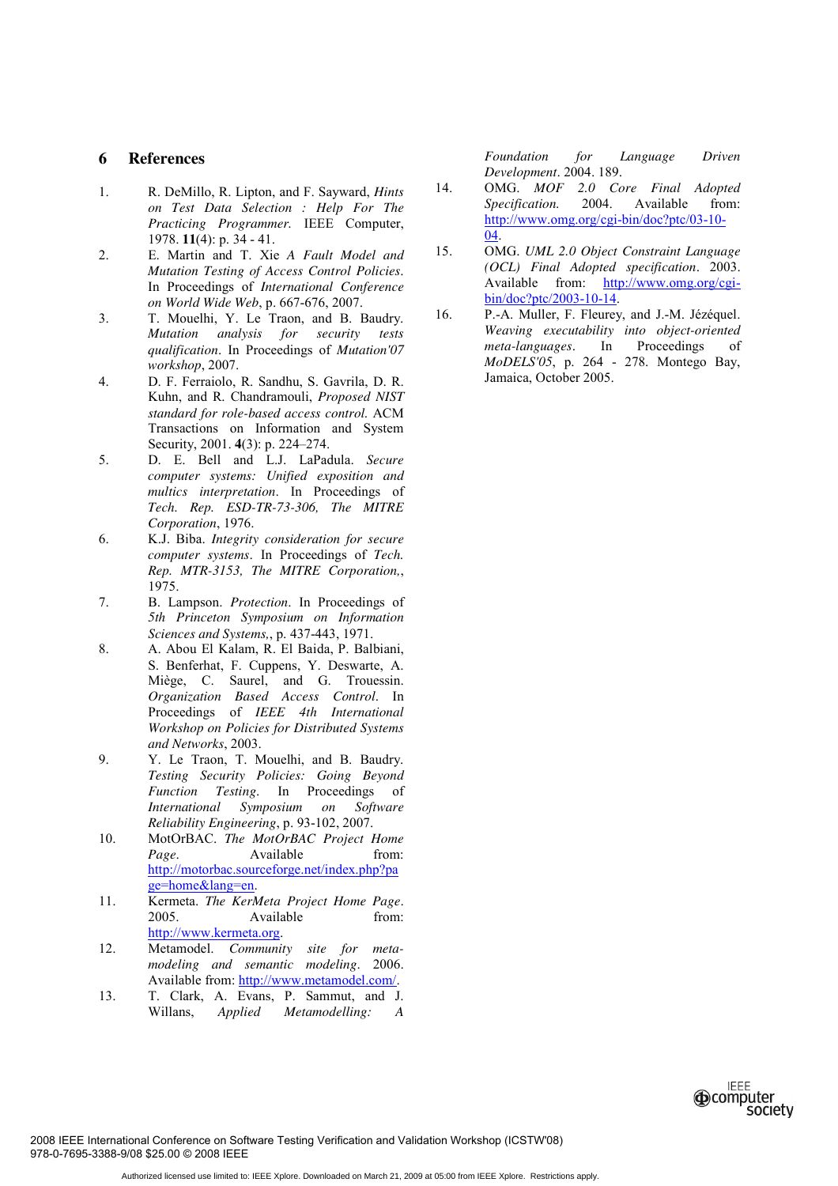# 6 References

1. R. DeMillo, R. Lipton, and F. Sayward, *Hints on Test Data Selection : Help For The Practicing Programmer.* IEEE Computer, 1978. **11**(4): p. 34 - 41.
2. E. Martin and T. Xie *A Fault Model and Mutation Testing of Access Control Policies*. In Proceedings of *International Conference on World Wide Web*, p. 667-676, 2007.
3. T. Mouelhi, Y. Le Traon, and B. Baudry. *Mutation analysis for security tests qualification*. In Proceedings of *Mutation'07 workshop*, 2007.
4. D. F. Ferraiolo, R. Sandhu, S. Gavrila, D. R. Kuhn, and R. Chandramouli, *Proposed NIST standard for role-based access control.* ACM Transactions on Information and System Security, 2001. **4**(3): p. 224–274.
5. D. E. Bell and L.J. LaPadula. *Secure computer systems: Unified exposition and multics interpretation*. In Proceedings of *Tech. Rep. ESD-TR-73-306, The MITRE Corporation*, 1976.
6. K.J. Biba. *Integrity consideration for secure computer systems*. In Proceedings of *Tech. Rep. MTR-3153, The MITRE Corporation,*, 1975.
7. B. Lampson. *Protection*. In Proceedings of *5th Princeton Symposium on Information Sciences and Systems,*, p. 437-443, 1971.
8. A. Abou El Kalam, R. El Baida, P. Balbiani, S. Benferhat, F. Cuppens, Y. Deswarte, A. Miège, C. Saurel, and G. Trouessin. *Organization Based Access Control*. In Proceedings of *IEEE 4th International Workshop on Policies for Distributed Systems and Networks*, 2003.
9. Y. Le Traon, T. Mouelhi, and B. Baudry. *Testing Security Policies: Going Beyond Function Testing*. In Proceedings of *International Symposium on Software Reliability Engineering*, p. 93-102, 2007.
10. MotOrBAC. *The MotOrBAC Project Home Page*. Available from: http://motorbac.sourceforge.net/index.php?page=home&lang=en.
11. Kermeta. *The KerMeta Project Home Page*. 2005. Available from: http://www.kermeta.org.
12. Metamodel. *Community site for meta-modeling and semantic modeling*. 2006. Available from: http://www.metamodel.com/.
13. T. Clark, A. Evans, P. Sammut, and J. Willans, *Applied Metamodelling: A Foundation for Language Driven Development*. 2004. 189.
14. OMG. *MOF 2.0 Core Final Adopted Specification.* 2004. Available from: http://www.omg.org/cgi-bin/doc?ptc/03-10-04.
15. OMG. *UML 2.0 Object Constraint Language (OCL) Final Adopted specification*. 2003. Available from: http://www.omg.org/cgi-bin/doc?ptc/2003-10-14.
16. P.-A. Muller, F. Fleurey, and J.-M. Jézéquel. *Weaving executability into object-oriented meta-languages*. In Proceedings of *MoDELS'05*, p. 264 - 278. Montego Bay, Jamaica, October 2005.